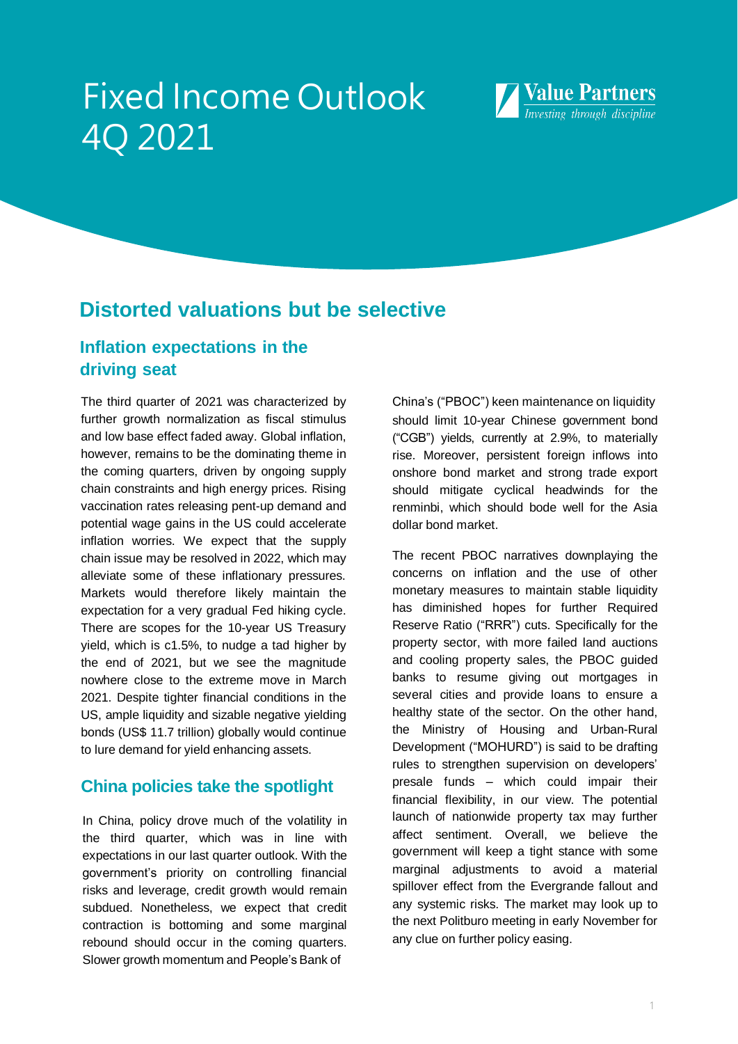# Fixed Income Outlook 4Q 2021

Value Partners
*Investing through discipline*

## Distorted valuations but be selective

### Inflation expectations in the driving seat

The third quarter of 2021 was characterized by further growth normalization as fiscal stimulus and low base effect faded away. Global inflation, however, remains to be the dominating theme in the coming quarters, driven by ongoing supply chain constraints and high energy prices. Rising vaccination rates releasing pent-up demand and potential wage gains in the US could accelerate inflation worries. We expect that the supply chain issue may be resolved in 2022, which may alleviate some of these inflationary pressures. Markets would therefore likely maintain the expectation for a very gradual Fed hiking cycle. There are scopes for the 10-year US Treasury yield, which is c1.5%, to nudge a tad higher by the end of 2021, but we see the magnitude nowhere close to the extreme move in March 2021. Despite tighter financial conditions in the US, ample liquidity and sizable negative yielding bonds (US$ 11.7 trillion) globally would continue to lure demand for yield enhancing assets.

### China policies take the spotlight

In China, policy drove much of the volatility in the third quarter, which was in line with expectations in our last quarter outlook. With the government's priority on controlling financial risks and leverage, credit growth would remain subdued. Nonetheless, we expect that credit contraction is bottoming and some marginal rebound should occur in the coming quarters. Slower growth momentum and People's Bank of China's ("PBOC") keen maintenance on liquidity should limit 10-year Chinese government bond ("CGB") yields, currently at 2.9%, to materially rise. Moreover, persistent foreign inflows into onshore bond market and strong trade export should mitigate cyclical headwinds for the renminbi, which should bode well for the Asia dollar bond market.

The recent PBOC narratives downplaying the concerns on inflation and the use of other monetary measures to maintain stable liquidity has diminished hopes for further Required Reserve Ratio ("RRR") cuts. Specifically for the property sector, with more failed land auctions and cooling property sales, the PBOC guided banks to resume giving out mortgages in several cities and provide loans to ensure a healthy state of the sector. On the other hand, the Ministry of Housing and Urban-Rural Development ("MOHURD") is said to be drafting rules to strengthen supervision on developers' presale funds – which could impair their financial flexibility, in our view. The potential launch of nationwide property tax may further affect sentiment. Overall, we believe the government will keep a tight stance with some marginal adjustments to avoid a material spillover effect from the Evergrande fallout and any systemic risks. The market may look up to the next Politburo meeting in early November for any clue on further policy easing.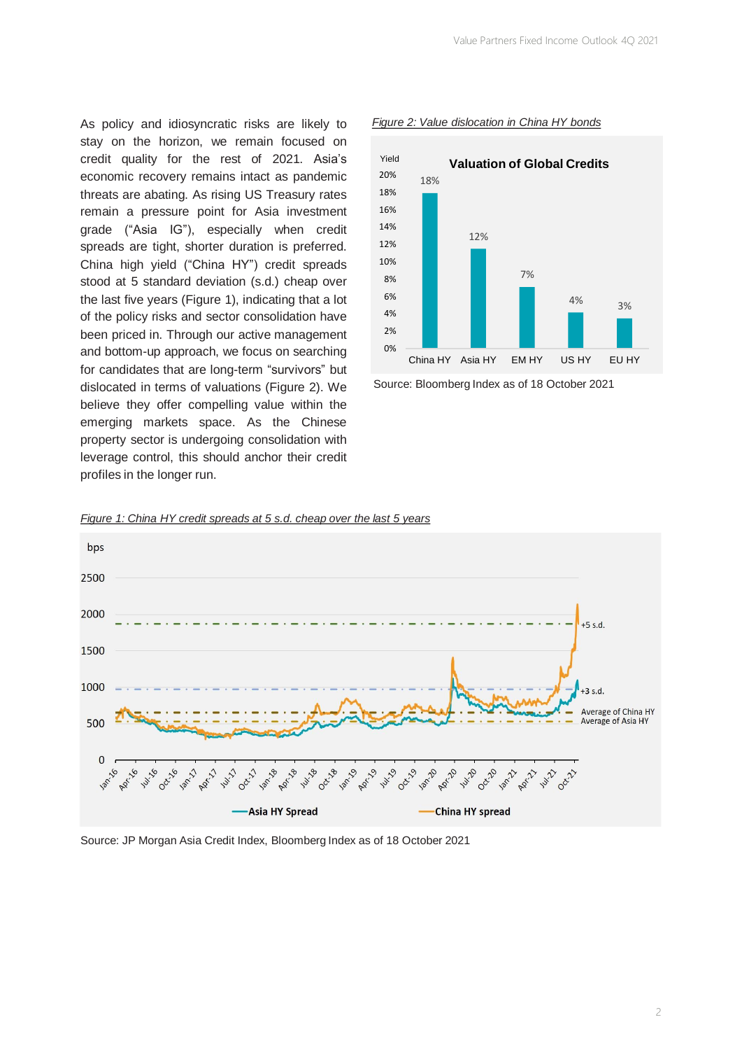As policy and idiosyncratic risks are likely to stay on the horizon, we remain focused on credit quality for the rest of 2021. Asia's economic recovery remains intact as pandemic threats are abating. As rising US Treasury rates remain a pressure point for Asia investment grade ("Asia IG"), especially when credit spreads are tight, shorter duration is preferred. China high yield ("China HY") credit spreads stood at 5 standard deviation (s.d.) cheap over the last five years (Figure 1), indicating that a lot of the policy risks and sector consolidation have been priced in. Through our active management and bottom-up approach, we focus on searching for candidates that are long-term "survivors" but dislocated in terms of valuations (Figure 2). We believe they offer compelling value within the emerging markets space. As the Chinese property sector is undergoing consolidation with leverage control, this should anchor their credit profiles in the longer run.

*Figure 2: Value dislocation in China HY bonds*

**Valuation of Global Credits**

| | China HY | Asia HY | EM HY | US HY | EU HY |
|---|---|---|---|---|---|
| Yield | 18% | 12% | 7% | 4% | 3% |

Source: Bloomberg Index as of 18 October 2021

*Figure 1: China HY credit spreads at 5 s.d. cheap over the last 5 years*

Source: JP Morgan Asia Credit Index, Bloomberg Index as of 18 October 2021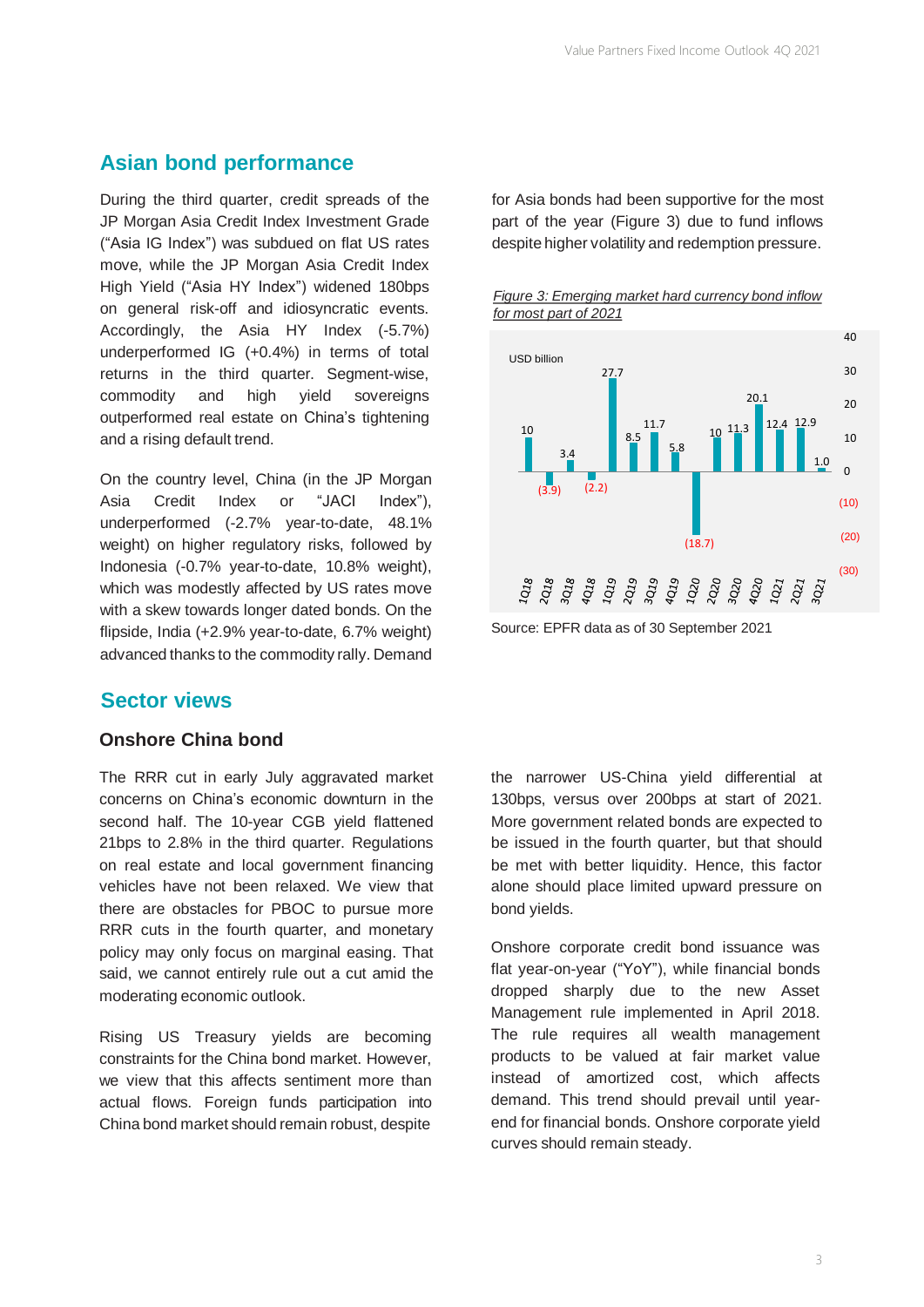## Asian bond performance

During the third quarter, credit spreads of the JP Morgan Asia Credit Index Investment Grade ("Asia IG Index") was subdued on flat US rates move, while the JP Morgan Asia Credit Index High Yield ("Asia HY Index") widened 180bps on general risk-off and idiosyncratic events. Accordingly, the Asia HY Index (-5.7%) underperformed IG (+0.4%) in terms of total returns in the third quarter. Segment-wise, commodity and high yield sovereigns outperformed real estate on China's tightening and a rising default trend.

On the country level, China (in the JP Morgan Asia Credit Index or "JACI Index"), underperformed (-2.7% year-to-date, 48.1% weight) on higher regulatory risks, followed by Indonesia (-0.7% year-to-date, 10.8% weight), which was modestly affected by US rates move with a skew towards longer dated bonds. On the flipside, India (+2.9% year-to-date, 6.7% weight) advanced thanks to the commodity rally. Demand for Asia bonds had been supportive for the most part of the year (Figure 3) due to fund inflows despite higher volatility and redemption pressure.

*Figure 3: Emerging market hard currency bond inflow for most part of 2021*

USD billion

| Quarter | 1Q18 | 2Q18 | 3Q18 | 4Q18 | 1Q19 | 2Q19 | 3Q19 | 4Q19 | 1Q20 | 2Q20 | 3Q20 | 4Q20 | 1Q21 | 2Q21 | 3Q21 |
|---|---|---|---|---|---|---|---|---|---|---|---|---|---|---|---|
| Flow | 10 | (3.9) | 3.4 | (2.2) | 27.7 | 8.5 | 11.7 | 5.8 | (18.7) | 10 | 11.3 | 20.1 | 12.4 | 12.9 | 1.0 |

Source: EPFR data as of 30 September 2021

## Sector views

### Onshore China bond

The RRR cut in early July aggravated market concerns on China's economic downturn in the second half. The 10-year CGB yield flattened 21bps to 2.8% in the third quarter. Regulations on real estate and local government financing vehicles have not been relaxed. We view that there are obstacles for PBOC to pursue more RRR cuts in the fourth quarter, and monetary policy may only focus on marginal easing. That said, we cannot entirely rule out a cut amid the moderating economic outlook.

Rising US Treasury yields are becoming constraints for the China bond market. However, we view that this affects sentiment more than actual flows. Foreign funds participation into China bond market should remain robust, despite the narrower US-China yield differential at 130bps, versus over 200bps at start of 2021. More government related bonds are expected to be issued in the fourth quarter, but that should be met with better liquidity. Hence, this factor alone should place limited upward pressure on bond yields.

Onshore corporate credit bond issuance was flat year-on-year ("YoY"), while financial bonds dropped sharply due to the new Asset Management rule implemented in April 2018. The rule requires all wealth management products to be valued at fair market value instead of amortized cost, which affects demand. This trend should prevail until year-end for financial bonds. Onshore corporate yield curves should remain steady.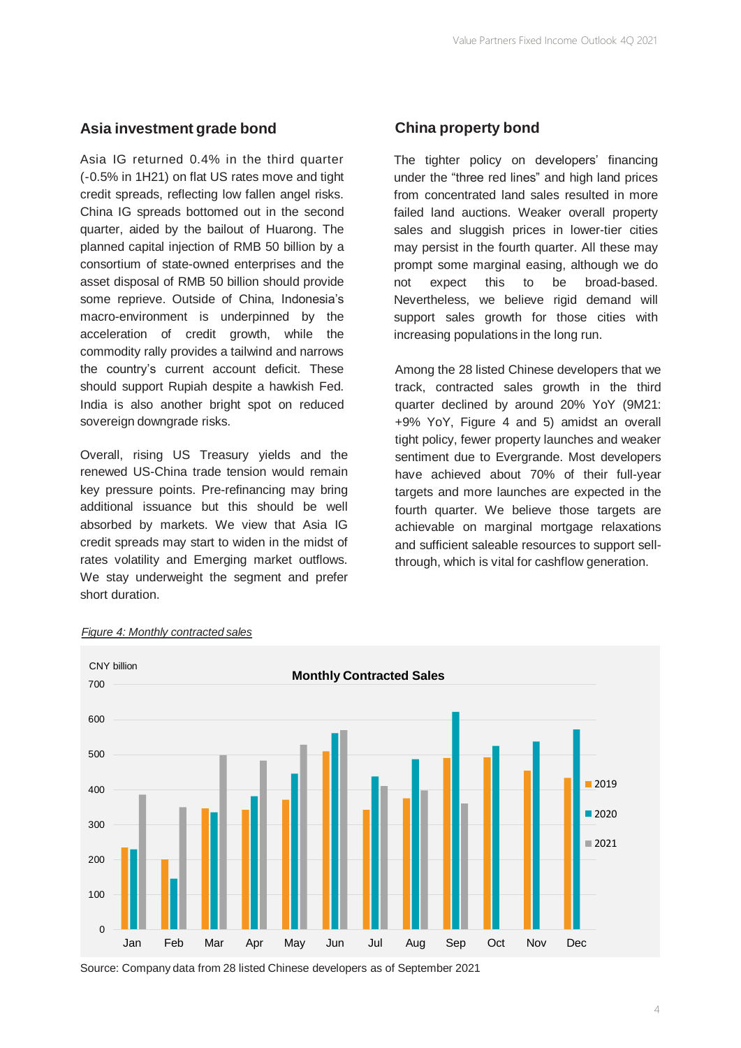## Asia investment grade bond

Asia IG returned 0.4% in the third quarter (-0.5% in 1H21) on flat US rates move and tight credit spreads, reflecting low fallen angel risks. China IG spreads bottomed out in the second quarter, aided by the bailout of Huarong. The planned capital injection of RMB 50 billion by a consortium of state-owned enterprises and the asset disposal of RMB 50 billion should provide some reprieve. Outside of China, Indonesia's macro-environment is underpinned by the acceleration of credit growth, while the commodity rally provides a tailwind and narrows the country's current account deficit. These should support Rupiah despite a hawkish Fed. India is also another bright spot on reduced sovereign downgrade risks.

Overall, rising US Treasury yields and the renewed US-China trade tension would remain key pressure points. Pre-refinancing may bring additional issuance but this should be well absorbed by markets. We view that Asia IG credit spreads may start to widen in the midst of rates volatility and Emerging market outflows. We stay underweight the segment and prefer short duration.

## China property bond

The tighter policy on developers' financing under the "three red lines" and high land prices from concentrated land sales resulted in more failed land auctions. Weaker overall property sales and sluggish prices in lower-tier cities may persist in the fourth quarter. All these may prompt some marginal easing, although we do not expect this to be broad-based. Nevertheless, we believe rigid demand will support sales growth for those cities with increasing populations in the long run.

Among the 28 listed Chinese developers that we track, contracted sales growth in the third quarter declined by around 20% YoY (9M21: +9% YoY, Figure 4 and 5) amidst an overall tight policy, fewer property launches and weaker sentiment due to Evergrande. Most developers have achieved about 70% of their full-year targets and more launches are expected in the fourth quarter. We believe those targets are achievable on marginal mortgage relaxations and sufficient saleable resources to support sell-through, which is vital for cashflow generation.

*Figure 4: Monthly contracted sales*

**Monthly Contracted Sales** (CNY billion)

| Month | 2019 | 2020 | 2021 |
|---|---|---|---|
| Jan | 235 | 230 | 387 |
| Feb | 200 | 145 | 350 |
| Mar | 347 | 335 | 500 |
| Apr | 343 | 382 | 483 |
| May | 372 | 446 | 530 |
| Jun | 510 | 561 | 570 |
| Jul | 343 | 438 | 410 |
| Aug | 376 | 487 | 399 |
| Sep | 490 | 623 | 360 |
| Oct | 492 | 525 | |
| Nov | 455 | 537 | |
| Dec | 433 | 572 | |

Source: Company data from 28 listed Chinese developers as of September 2021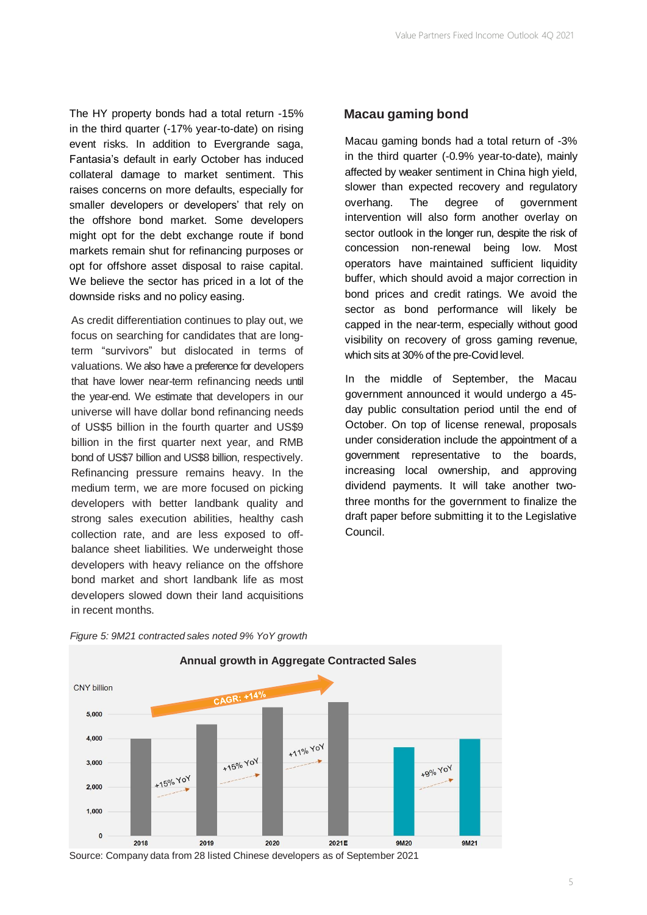The HY property bonds had a total return -15% in the third quarter (-17% year-to-date) on rising event risks. In addition to Evergrande saga, Fantasia's default in early October has induced collateral damage to market sentiment. This raises concerns on more defaults, especially for smaller developers or developers' that rely on the offshore bond market. Some developers might opt for the debt exchange route if bond markets remain shut for refinancing purposes or opt for offshore asset disposal to raise capital. We believe the sector has priced in a lot of the downside risks and no policy easing.

As credit differentiation continues to play out, we focus on searching for candidates that are long-term "survivors" but dislocated in terms of valuations. We also have a preference for developers that have lower near-term refinancing needs until the year-end. We estimate that developers in our universe will have dollar bond refinancing needs of US$5 billion in the fourth quarter and US$9 billion in the first quarter next year, and RMB bond of US$7 billion and US$8 billion, respectively. Refinancing pressure remains heavy. In the medium term, we are more focused on picking developers with better landbank quality and strong sales execution abilities, healthy cash collection rate, and are less exposed to off-balance sheet liabilities. We underweight those developers with heavy reliance on the offshore bond market and short landbank life as most developers slowed down their land acquisitions in recent months.

## Macau gaming bond

Macau gaming bonds had a total return of -3% in the third quarter (-0.9% year-to-date), mainly affected by weaker sentiment in China high yield, slower than expected recovery and regulatory overhang. The degree of government intervention will also form another overlay on sector outlook in the longer run, despite the risk of concession non-renewal being low. Most operators have maintained sufficient liquidity buffer, which should avoid a major correction in bond prices and credit ratings. We avoid the sector as bond performance will likely be capped in the near-term, especially without good visibility on recovery of gross gaming revenue, which sits at 30% of the pre-Covid level.

In the middle of September, the Macau government announced it would undergo a 45-day public consultation period until the end of October. On top of license renewal, proposals under consideration include the appointment of a government representative to the boards, increasing local ownership, and approving dividend payments. It will take another two-three months for the government to finalize the draft paper before submitting it to the Legislative Council.

*Figure 5: 9M21 contracted sales noted 9% YoY growth*

**Annual growth in Aggregate Contracted Sales**

CNY billion

CAGR: +14%

| Period | Growth |
|---|---|
| 2018 → 2019 | +15% YoY |
| 2019 → 2020 | +15% YoY |
| 2020 → 2021E | +11% YoY |
| 9M20 → 9M21 | +9% YoY |

Source: Company data from 28 listed Chinese developers as of September 2021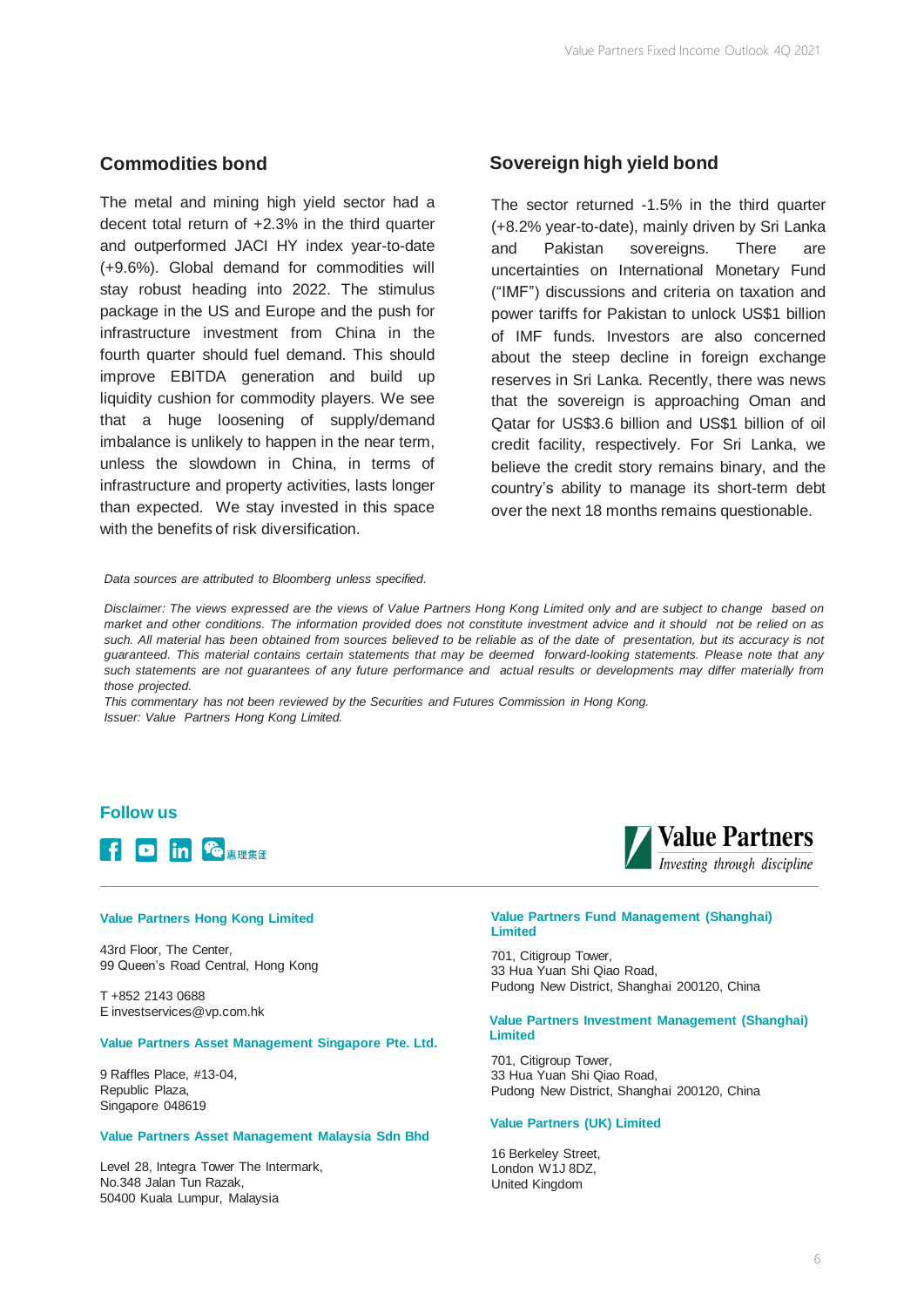## Commodities bond

The metal and mining high yield sector had a decent total return of +2.3% in the third quarter and outperformed JACI HY index year-to-date (+9.6%). Global demand for commodities will stay robust heading into 2022. The stimulus package in the US and Europe and the push for infrastructure investment from China in the fourth quarter should fuel demand. This should improve EBITDA generation and build up liquidity cushion for commodity players. We see that a huge loosening of supply/demand imbalance is unlikely to happen in the near term, unless the slowdown in China, in terms of infrastructure and property activities, lasts longer than expected. We stay invested in this space with the benefits of risk diversification.

## Sovereign high yield bond

The sector returned -1.5% in the third quarter (+8.2% year-to-date), mainly driven by Sri Lanka and Pakistan sovereigns. There are uncertainties on International Monetary Fund ("IMF") discussions and criteria on taxation and power tariffs for Pakistan to unlock US$1 billion of IMF funds. Investors are also concerned about the steep decline in foreign exchange reserves in Sri Lanka. Recently, there was news that the sovereign is approaching Oman and Qatar for US$3.6 billion and US$1 billion of oil credit facility, respectively. For Sri Lanka, we believe the credit story remains binary, and the country's ability to manage its short-term debt over the next 18 months remains questionable.

*Data sources are attributed to Bloomberg unless specified.*

*Disclaimer: The views expressed are the views of Value Partners Hong Kong Limited only and are subject to change based on market and other conditions. The information provided does not constitute investment advice and it should not be relied on as such. All material has been obtained from sources believed to be reliable as of the date of presentation, but its accuracy is not guaranteed. This material contains certain statements that may be deemed forward-looking statements. Please note that any such statements are not guarantees of any future performance and actual results or developments may differ materially from those projected.*

*This commentary has not been reviewed by the Securities and Futures Commission in Hong Kong.*

*Issuer: Value Partners Hong Kong Limited.*

**Follow us**

惠理集团

**Value Partners**
*Investing through discipline*

**Value Partners Hong Kong Limited**

43rd Floor, The Center,
99 Queen's Road Central, Hong Kong

T +852 2143 0688
E investservices@vp.com.hk

**Value Partners Asset Management Singapore Pte. Ltd.**

9 Raffles Place, #13-04,
Republic Plaza,
Singapore 048619

**Value Partners Asset Management Malaysia Sdn Bhd**

Level 28, Integra Tower The Intermark,
No.348 Jalan Tun Razak,
50400 Kuala Lumpur, Malaysia

**Value Partners Fund Management (Shanghai) Limited**

701, Citigroup Tower,
33 Hua Yuan Shi Qiao Road,
Pudong New District, Shanghai 200120, China

**Value Partners Investment Management (Shanghai) Limited**

701, Citigroup Tower,
33 Hua Yuan Shi Qiao Road,
Pudong New District, Shanghai 200120, China

**Value Partners (UK) Limited**

16 Berkeley Street,
London W1J 8DZ,
United Kingdom